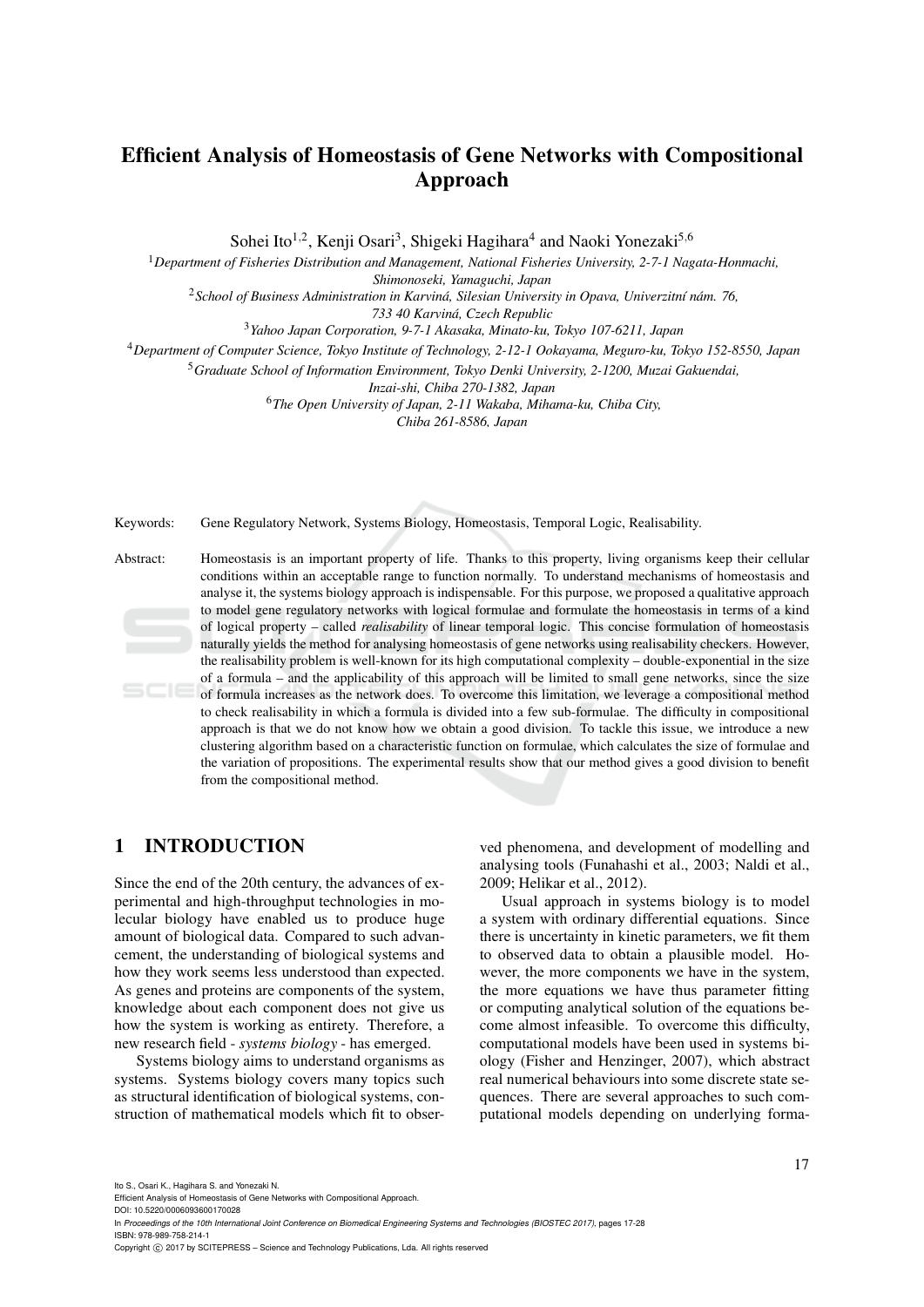# Efficient Analysis of Homeostasis of Gene Networks with Compositional Approach

Sohei Ito[1,2], Kenji Osari[3], Shigeki Hagihara[4] and Naoki Yonezaki[5,6]

[1] *Department of Fisheries Distribution and Management, National Fisheries University, 2-7-1 Nagata-Honmachi, Shimonoseki, Yamaguchi, Japan*

[2] *School of Business Administration in Karviná, Silesian University in Opava, Univerzitní nám. 76, 733 40 Karviná, Czech Republic*

[3] *Yahoo Japan Corporation, 9-7-1 Akasaka, Minato-ku, Tokyo 107-6211, Japan*

[4] *Department of Computer Science, Tokyo Institute of Technology, 2-12-1 Ookayama, Meguro-ku, Tokyo 152-8550, Japan*

[5] *Graduate School of Information Environment, Tokyo Denki University, 2-1200, Muzai Gakuendai, Inzai-shi, Chiba 270-1382, Japan*

[6] *The Open University of Japan, 2-11 Wakaba, Mihama-ku, Chiba City, Chiba 261-8586, Japan*

Keywords: Gene Regulatory Network, Systems Biology, Homeostasis, Temporal Logic, Realisability.

Abstract: Homeostasis is an important property of life. Thanks to this property, living organisms keep their cellular conditions within an acceptable range to function normally. To understand mechanisms of homeostasis and analyse it, the systems biology approach is indispensable. For this purpose, we proposed a qualitative approach to model gene regulatory networks with logical formulae and formulate the homeostasis in terms of a kind of logical property – called *realisability* of linear temporal logic. This concise formulation of homeostasis naturally yields the method for analysing homeostasis of gene networks using realisability checkers. However, the realisability problem is well-known for its high computational complexity – double-exponential in the size of a formula – and the applicability of this approach will be limited to small gene networks, since the size of formula increases as the network does. To overcome this limitation, we leverage a compositional method to check realisability in which a formula is divided into a few sub-formulae. The difficulty in compositional approach is that we do not know how we obtain a good division. To tackle this issue, we introduce a new clustering algorithm based on a characteristic function on formulae, which calculates the size of formulae and the variation of propositions. The experimental results show that our method gives a good division to benefit from the compositional method.

## 1 INTRODUCTION

Since the end of the 20th century, the advances of experimental and high-throughput technologies in molecular biology have enabled us to produce huge amount of biological data. Compared to such advancement, the understanding of biological systems and how they work seems less understood than expected. As genes and proteins are components of the system, knowledge about each component does not give us how the system is working as entirety. Therefore, a new research field - *systems biology* - has emerged.

Systems biology aims to understand organisms as systems. Systems biology covers many topics such as structural identification of biological systems, construction of mathematical models which fit to observed phenomena, and development of modelling and analysing tools (Funahashi et al., 2003; Naldi et al., 2009; Helikar et al., 2012).

Usual approach in systems biology is to model a system with ordinary differential equations. Since there is uncertainty in kinetic parameters, we fit them to observed data to obtain a plausible model. However, the more components we have in the system, the more equations we have thus parameter fitting or computing analytical solution of the equations become almost infeasible. To overcome this difficulty, computational models have been used in systems biology (Fisher and Henzinger, 2007), which abstract real numerical behaviours into some discrete state sequences. There are several approaches to such computational models depending on underlying forma-

Ito S., Osari K., Hagihara S. and Yonezaki N.
Efficient Analysis of Homeostasis of Gene Networks with Compositional Approach.
DOI: 10.5220/0006093600170028
In *Proceedings of the 10th International Joint Conference on Biomedical Engineering Systems and Technologies (BIOSTEC 2017)*, pages 17-28
ISBN: 978-989-758-214-1
Copyright © 2017 by SCITEPRESS – Science and Technology Publications, Lda. All rights reserved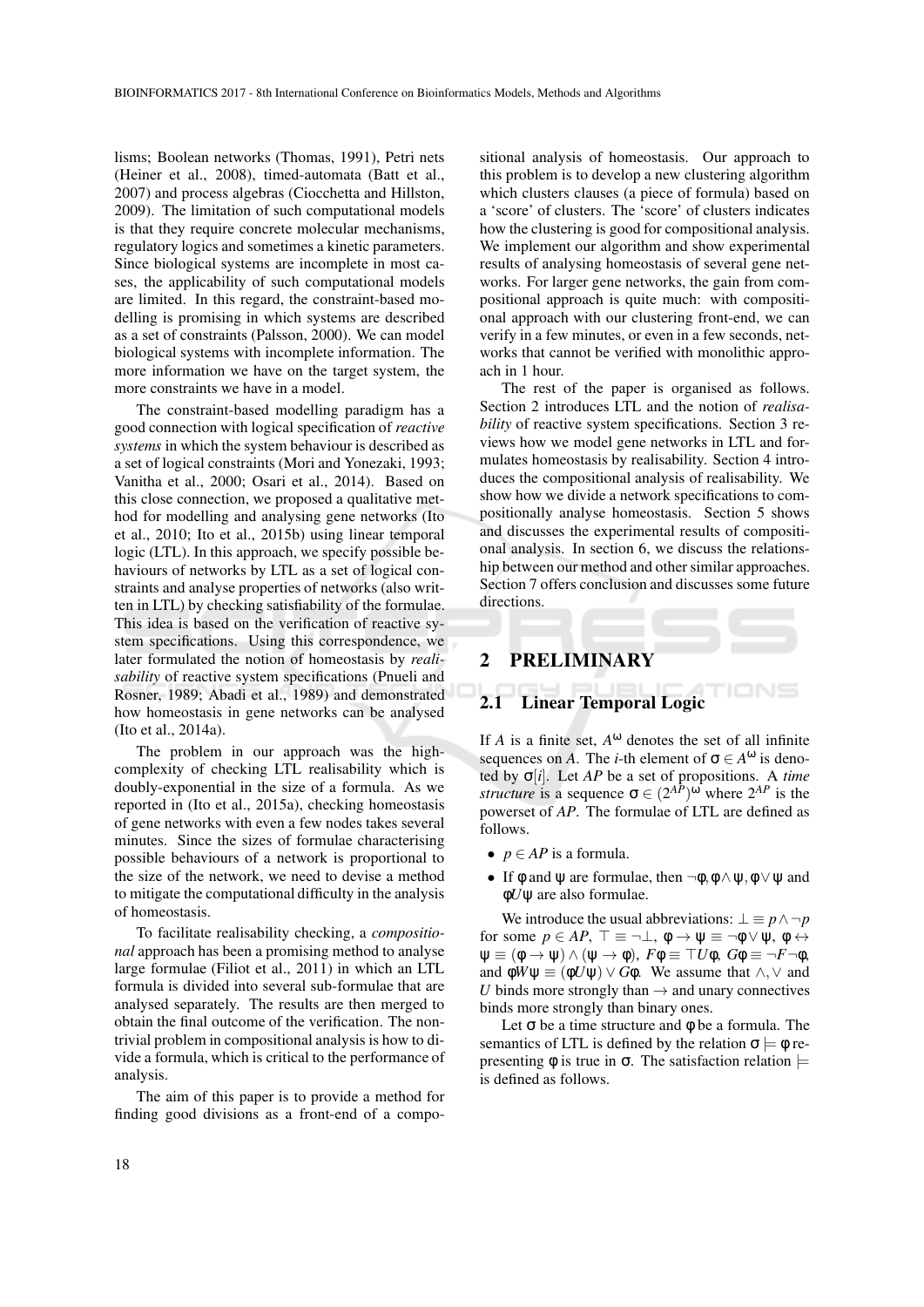lisms; Boolean networks (Thomas, 1991), Petri nets (Heiner et al., 2008), timed-automata (Batt et al., 2007) and process algebras (Ciocchetta and Hillston, 2009). The limitation of such computational models is that they require concrete molecular mechanisms, regulatory logics and sometimes a kinetic parameters. Since biological systems are incomplete in most cases, the applicability of such computational models are limited. In this regard, the constraint-based modelling is promising in which systems are described as a set of constraints (Palsson, 2000). We can model biological systems with incomplete information. The more information we have on the target system, the more constraints we have in a model.

The constraint-based modelling paradigm has a good connection with logical specification of *reactive systems* in which the system behaviour is described as a set of logical constraints (Mori and Yonezaki, 1993; Vanitha et al., 2000; Osari et al., 2014). Based on this close connection, we proposed a qualitative method for modelling and analysing gene networks (Ito et al., 2010; Ito et al., 2015b) using linear temporal logic (LTL). In this approach, we specify possible behaviours of networks by LTL as a set of logical constraints and analyse properties of networks (also written in LTL) by checking satisfiability of the formulae. This idea is based on the verification of reactive system specifications. Using this correspondence, we later formulated the notion of homeostasis by *realisability* of reactive system specifications (Pnueli and Rosner, 1989; Abadi et al., 1989) and demonstrated how homeostasis in gene networks can be analysed (Ito et al., 2014a).

The problem in our approach was the high-complexity of checking LTL realisability which is doubly-exponential in the size of a formula. As we reported in (Ito et al., 2015a), checking homeostasis of gene networks with even a few nodes takes several minutes. Since the sizes of formulae characterising possible behaviours of a network is proportional to the size of the network, we need to devise a method to mitigate the computational difficulty in the analysis of homeostasis.

To facilitate realisability checking, a *compositional* approach has been a promising method to analyse large formulae (Filiot et al., 2011) in which an LTL formula is divided into several sub-formulae that are analysed separately. The results are then merged to obtain the final outcome of the verification. The non-trivial problem in compositional analysis is how to divide a formula, which is critical to the performance of analysis.

The aim of this paper is to provide a method for finding good divisions as a front-end of a compositional analysis of homeostasis. Our approach to this problem is to develop a new clustering algorithm which clusters clauses (a piece of formula) based on a 'score' of clusters. The 'score' of clusters indicates how the clustering is good for compositional analysis. We implement our algorithm and show experimental results of analysing homeostasis of several gene networks. For larger gene networks, the gain from compositional approach is quite much: with compositional approach with our clustering front-end, we can verify in a few minutes, or even in a few seconds, networks that cannot be verified with monolithic approach in 1 hour.

The rest of the paper is organised as follows. Section 2 introduces LTL and the notion of *realisability* of reactive system specifications. Section 3 reviews how we model gene networks in LTL and formulates homeostasis by realisability. Section 4 introduces the compositional analysis of realisability. We show how we divide a network specifications to compositionally analyse homeostasis. Section 5 shows and discusses the experimental results of compositional analysis. In section 6, we discuss the relationship between our method and other similar approaches. Section 7 offers conclusion and discusses some future directions.

## 2 PRELIMINARY

### 2.1 Linear Temporal Logic

If $A$ is a finite set, $A^{\omega}$ denotes the set of all infinite sequences on $A$. The $i$-th element of $\sigma \in A^{\omega}$ is denoted by $\sigma[i]$. Let $AP$ be a set of propositions. A *time structure* is a sequence $\sigma \in (2^{AP})^{\omega}$ where $2^{AP}$ is the powerset of $AP$. The formulae of LTL are defined as follows.

- $p \in AP$ is a formula.
- If $\phi$ and $\psi$ are formulae, then $\neg\phi, \phi \wedge \psi, \phi \vee \psi$ and $\phi U \psi$ are also formulae.

We introduce the usual abbreviations: $\bot \equiv p \wedge \neg p$ for some $p \in AP$, $\top \equiv \neg\bot$, $\phi \rightarrow \psi \equiv \neg\phi \vee \psi$, $\phi \leftrightarrow \psi \equiv (\phi \rightarrow \psi) \wedge (\psi \rightarrow \phi)$, $F\phi \equiv \top U \phi$, $G\phi \equiv \neg F \neg\phi$, and $\phi W \psi \equiv (\phi U \psi) \vee G\phi$. We assume that $\wedge, \vee$ and $U$ binds more strongly than $\rightarrow$ and unary connectives binds more strongly than binary ones.

Let $\sigma$ be a time structure and $\phi$ be a formula. The semantics of LTL is defined by the relation $\sigma \models \phi$ representing $\phi$ is true in $\sigma$. The satisfaction relation $\models$ is defined as follows.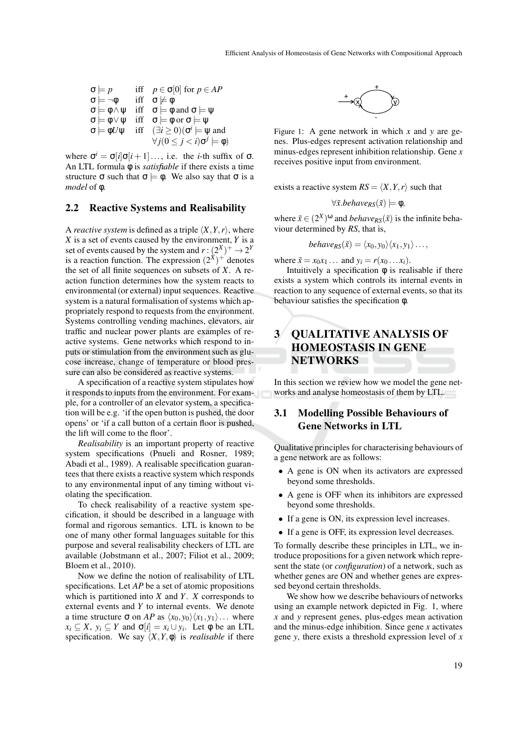$$
\begin{array}{lll}
\sigma \models p & \text{iff} & p \in \sigma[0] \text{ for } p \in AP \\
\sigma \models \neg\phi & \text{iff} & \sigma \not\models \phi \\
\sigma \models \phi \wedge \psi & \text{iff} & \sigma \models \phi \text{ and } \sigma \models \psi \\
\sigma \models \phi \vee \psi & \text{iff} & \sigma \models \phi \text{ or } \sigma \models \psi \\
\sigma \models \phi U \psi & \text{iff} & (\exists i \geq 0)(\sigma^i \models \psi \text{ and} \\
 & & \forall j (0 \leq j < i) \sigma^j \models \phi)
\end{array}
$$

where $\sigma^i = \sigma[i]\sigma[i+1]\ldots$, i.e. the $i$-th suffix of $\sigma$. An LTL formula $\phi$ is *satisfiable* if there exists a time structure $\sigma$ such that $\sigma \models \phi$. We also say that $\sigma$ is a *model* of $\phi$.

## 2.2 Reactive Systems and Realisability

A *reactive system* is defined as a triple $\langle X, Y, r \rangle$, where $X$ is a set of events caused by the environment, $Y$ is a set of events caused by the system and $r : (2^X)^+ \rightarrow 2^Y$ is a reaction function. The expression $(2^X)^+$ denotes the set of all finite sequences on subsets of $X$. A reaction function determines how the system reacts to environmental (or external) input sequences. Reactive system is a natural formalisation of systems which appropriately respond to requests from the environment. Systems controlling vending machines, elevators, air traffic and nuclear power plants are examples of reactive systems. Gene networks which respond to inputs or stimulation from the environment such as glucose increase, change of temperature or blood pressure can also be considered as reactive systems.

A specification of a reactive system stipulates how it responds to inputs from the environment. For example, for a controller of an elevator system, a specification will be e.g. 'if the open button is pushed, the door opens' or 'if a call button of a certain floor is pushed, the lift will come to the floor'.

*Realisability* is an important property of reactive system specifications (Pnueli and Rosner, 1989; Abadi et al., 1989). A realisable specification guarantees that there exists a reactive system which responds to any environmental input of any timing without violating the specification.

To check realisability of a reactive system specification, it should be described in a language with formal and rigorous semantics. LTL is known to be one of many other formal languages suitable for this purpose and several realisability checkers of LTL are available (Jobstmann et al., 2007; Filiot et al., 2009; Bloem et al., 2010).

Now we define the notion of realisability of LTL specifications. Let $AP$ be a set of atomic propositions which is partitioned into $X$ and $Y$. $X$ corresponds to external events and $Y$ to internal events. We denote a time structure $\sigma$ on $AP$ as $\langle x_0, y_0 \rangle \langle x_1, y_1 \rangle \ldots$ where $x_i \subseteq X$, $y_i \subseteq Y$ and $\sigma[i] = x_i \cup y_i$. Let $\phi$ be an LTL specification. We say $\langle X, Y, \phi \rangle$ is *realisable* if there exists a reactive system $RS = \langle X, Y, r \rangle$ such that

$$\forall \tilde{x}.behave_{RS}(\tilde{x}) \models \phi,$$

where $\tilde{x} \in (2^X)^\omega$ and $behave_{RS}(\tilde{x})$ is the infinite behaviour determined by $RS$, that is,

$$behave_{RS}(\tilde{x}) = \langle x_0, y_0 \rangle \langle x_1, y_1 \rangle \ldots,$$

where $\tilde{x} = x_0 x_1 \ldots$ and $y_i = r(x_0 \ldots x_i)$.

Intuitively a specification $\phi$ is realisable if there exists a system which controls its internal events in reaction to any sequence of external events, so that its behaviour satisfies the specification $\phi$.

Figure 1: A gene network in which $x$ and $y$ are genes. Plus-edges represent activation relationship and minus-edges represent inhibition relationship. Gene $x$ receives positive input from environment.

# 3 QUALITATIVE ANALYSIS OF HOMEOSTASIS IN GENE NETWORKS

In this section we review how we model the gene networks and analyse homeostasis of them by LTL.

## 3.1 Modelling Possible Behaviours of Gene Networks in LTL

Qualitative principles for characterising behaviours of a gene network are as follows:

- A gene is ON when its activators are expressed beyond some thresholds.
- A gene is OFF when its inhibitors are expressed beyond some thresholds.
- If a gene is ON, its expression level increases.
- If a gene is OFF, its expression level decreases.

To formally describe these principles in LTL, we introduce propositions for a given network which represent the state (or *configuration*) of a network, such as whether genes are ON and whether genes are expressed beyond certain thresholds.

We show how we describe behaviours of networks using an example network depicted in Fig. 1, where $x$ and $y$ represent genes, plus-edges mean activation and the minus-edge inhibition. Since gene $x$ activates gene $y$, there exists a threshold expression level of $x$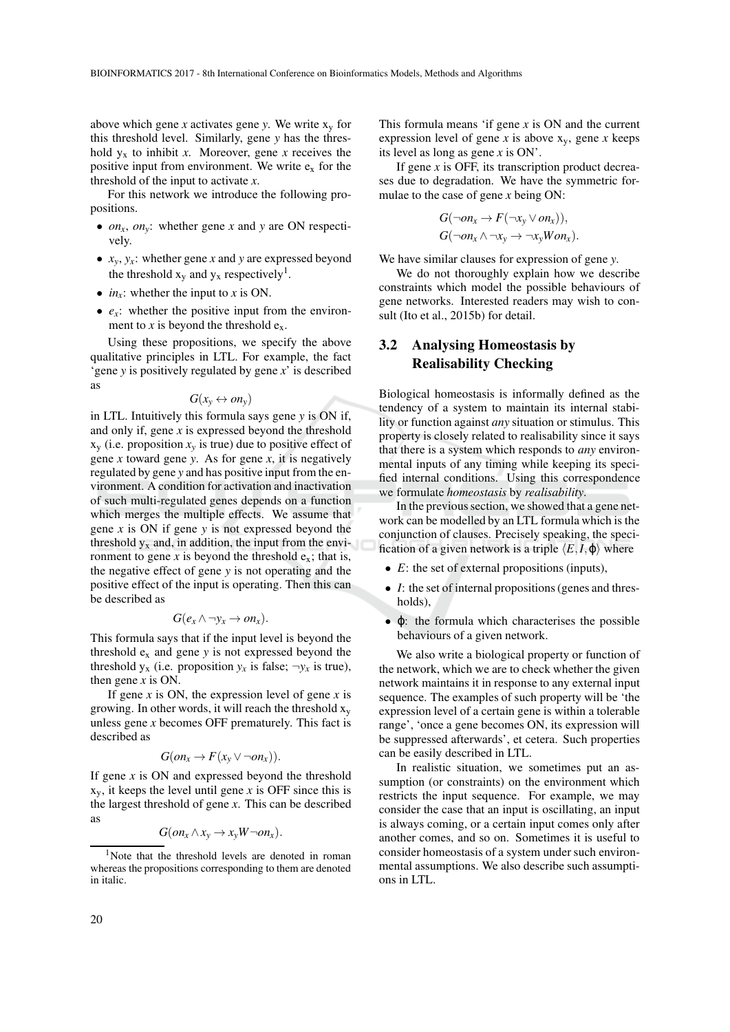above which gene $x$ activates gene $y$. We write $\mathrm{x_y}$ for this threshold level. Similarly, gene $y$ has the threshold $\mathrm{y_x}$ to inhibit $x$. Moreover, gene $x$ receives the positive input from environment. We write $\mathrm{e_x}$ for the threshold of the input to activate $x$.

For this network we introduce the following propositions.

- $on_x$, $on_y$: whether gene $x$ and $y$ are ON respectively.
- $x_y$, $y_x$: whether gene $x$ and $y$ are expressed beyond the threshold $\mathrm{x_y}$ and $\mathrm{y_x}$ respectively[1].
- $in_x$: whether the input to $x$ is ON.
- $e_x$: whether the positive input from the environment to $x$ is beyond the threshold $\mathrm{e_x}$.

Using these propositions, we specify the above qualitative principles in LTL. For example, the fact 'gene $y$ is positively regulated by gene $x$' is described as

$$G(x_y \leftrightarrow on_y)$$

in LTL. Intuitively this formula says gene $y$ is ON if, and only if, gene $x$ is expressed beyond the threshold $\mathrm{x_y}$ (i.e. proposition $x_y$ is true) due to positive effect of gene $x$ toward gene $y$. As for gene $x$, it is negatively regulated by gene $y$ and has positive input from the environment. A condition for activation and inactivation of such multi-regulated genes depends on a function which merges the multiple effects. We assume that gene $x$ is ON if gene $y$ is not expressed beyond the threshold $\mathrm{y_x}$ and, in addition, the input from the environment to gene $x$ is beyond the threshold $\mathrm{e_x}$; that is, the negative effect of gene $y$ is not operating and the positive effect of the input is operating. Then this can be described as

$$G(e_x \wedge \neg y_x \rightarrow on_x).$$

This formula says that if the input level is beyond the threshold $\mathrm{e_x}$ and gene $y$ is not expressed beyond the threshold $\mathrm{y_x}$ (i.e. proposition $y_x$ is false; $\neg y_x$ is true), then gene $x$ is ON.

If gene $x$ is ON, the expression level of gene $x$ is growing. In other words, it will reach the threshold $\mathrm{x_y}$ unless gene $x$ becomes OFF prematurely. This fact is described as

$$G(on_x \rightarrow F(x_y \vee \neg on_x)).$$

If gene $x$ is ON and expressed beyond the threshold $\mathrm{x_y}$, it keeps the level until gene $x$ is OFF since this is the largest threshold of gene $x$. This can be described as

$$G(on_x \wedge x_y \rightarrow x_y W \neg on_x).$$

This formula means 'if gene $x$ is ON and the current expression level of gene $x$ is above $\mathrm{x_y}$, gene $x$ keeps its level as long as gene $x$ is ON'.

If gene $x$ is OFF, its transcription product decreases due to degradation. We have the symmetric formulae to the case of gene $x$ being ON:

$$G(\neg on_x \rightarrow F(\neg x_y \vee on_x)),$$
$$G(\neg on_x \wedge \neg x_y \rightarrow \neg x_y W on_x).$$

We have similar clauses for expression of gene $y$.

We do not thoroughly explain how we describe constraints which model the possible behaviours of gene networks. Interested readers may wish to consult (Ito et al., 2015b) for detail.

## 3.2 Analysing Homeostasis by Realisability Checking

Biological homeostasis is informally defined as the tendency of a system to maintain its internal stability or function against *any* situation or stimulus. This property is closely related to realisability since it says that there is a system which responds to *any* environmental inputs of any timing while keeping its specified internal conditions. Using this correspondence we formulate *homeostasis* by *realisability*.

In the previous section, we showed that a gene network can be modelled by an LTL formula which is the conjunction of clauses. Precisely speaking, the specification of a given network is a triple $\langle E, I, \varphi \rangle$ where

- $E$: the set of external propositions (inputs),
- $I$: the set of internal propositions (genes and thresholds),
- $\varphi$: the formula which characterises the possible behaviours of a given network.

We also write a biological property or function of the network, which we are to check whether the given network maintains it in response to any external input sequence. The examples of such property will be 'the expression level of a certain gene is within a tolerable range', 'once a gene becomes ON, its expression will be suppressed afterwards', et cetera. Such properties can be easily described in LTL.

In realistic situation, we sometimes put an assumption (or constraints) on the environment which restricts the input sequence. For example, we may consider the case that an input is oscillating, an input is always coming, or a certain input comes only after another comes, and so on. Sometimes it is useful to consider homeostasis of a system under such environmental assumptions. We also describe such assumptions in LTL.

[1] Note that the threshold levels are denoted in roman whereas the propositions corresponding to them are denoted in italic.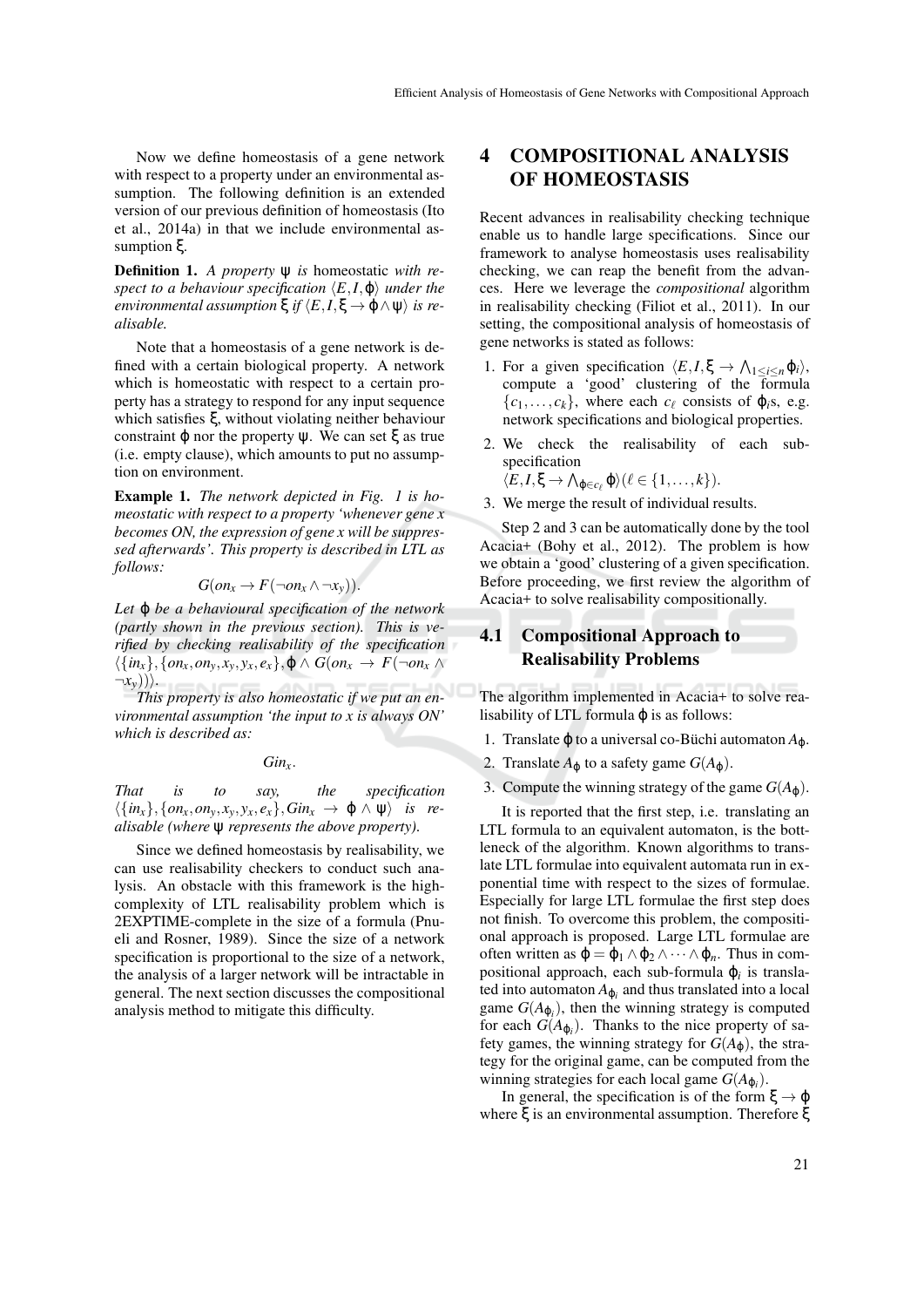Now we define homeostasis of a gene network with respect to a property under an environmental assumption. The following definition is an extended version of our previous definition of homeostasis (Ito et al., 2014a) in that we include environmental assumption $\xi$.

**Definition 1.** *A property $\psi$ is* homeostatic *with respect to a behaviour specification $\langle E, I, \varphi \rangle$ under the environmental assumption $\xi$ if $\langle E, I, \xi \rightarrow \varphi \wedge \psi \rangle$ is realisable.*

Note that a homeostasis of a gene network is defined with a certain biological property. A network which is homeostatic with respect to a certain property has a strategy to respond for any input sequence which satisfies $\xi$, without violating neither behaviour constraint $\varphi$ nor the property $\psi$. We can set $\xi$ as true (i.e. empty clause), which amounts to put no assumption on environment.

**Example 1.** *The network depicted in Fig. 1 is homeostatic with respect to a property 'whenever gene x becomes ON, the expression of gene x will be suppressed afterwards'. This property is described in LTL as follows:*

$$G(on_x \rightarrow F(\neg on_x \wedge \neg x_y)).$$

*Let $\varphi$ be a behavioural specification of the network (partly shown in the previous section). This is verified by checking realisability of the specification $\langle \{in_x\}, \{on_x, on_y, x_y, y_x, e_x\}, \varphi \wedge G(on_x \rightarrow F(\neg on_x \wedge \neg x_y)) \rangle$.*

*This property is also homeostatic if we put an environmental assumption 'the input to x is always ON' which is described as:*

$$Gin_x.$$

*That is to say, the specification $\langle \{in_x\}, \{on_x, on_y, x_y, y_x, e_x\}, Gin_x \rightarrow \varphi \wedge \psi \rangle$ is realisable (where $\psi$ represents the above property).*

Since we defined homeostasis by realisability, we can use realisability checkers to conduct such analysis. An obstacle with this framework is the high-complexity of LTL realisability problem which is 2EXPTIME-complete in the size of a formula (Pnueli and Rosner, 1989). Since the size of a network specification is proportional to the size of a network, the analysis of a larger network will be intractable in general. The next section discusses the compositional analysis method to mitigate this difficulty.

# 4 COMPOSITIONAL ANALYSIS OF HOMEOSTASIS

Recent advances in realisability checking technique enable us to handle large specifications. Since our framework to analyse homeostasis uses realisability checking, we can reap the benefit from the advances. Here we leverage the *compositional* algorithm in realisability checking (Filiot et al., 2011). In our setting, the compositional analysis of homeostasis of gene networks is stated as follows:

1. For a given specification $\langle E, I, \xi \rightarrow \bigwedge_{1 \leq i \leq n} \varphi_i \rangle$, compute a 'good' clustering of the formula $\{c_1, \ldots, c_k\}$, where each $c_\ell$ consists of $\varphi_i$s, e.g. network specifications and biological properties.
2. We check the realisability of each sub-specification $\langle E, I, \xi \rightarrow \bigwedge_{\varphi \in c_\ell} \varphi \rangle (\ell \in \{1, \ldots, k\})$.
3. We merge the result of individual results.

Step 2 and 3 can be automatically done by the tool Acacia+ (Bohy et al., 2012). The problem is how we obtain a 'good' clustering of a given specification. Before proceeding, we first review the algorithm of Acacia+ to solve realisability compositionally.

## 4.1 Compositional Approach to Realisability Problems

The algorithm implemented in Acacia+ to solve realisability of LTL formula $\varphi$ is as follows:

1. Translate $\varphi$ to a universal co-Büchi automaton $A_\varphi$.
2. Translate $A_\varphi$ to a safety game $G(A_\varphi)$.
3. Compute the winning strategy of the game $G(A_\varphi)$.

It is reported that the first step, i.e. translating an LTL formula to an equivalent automaton, is the bottleneck of the algorithm. Known algorithms to translate LTL formulae into equivalent automata run in exponential time with respect to the sizes of formulae. Especially for large LTL formulae the first step does not finish. To overcome this problem, the compositional approach is proposed. Large LTL formulae are often written as $\varphi = \varphi_1 \wedge \varphi_2 \wedge \cdots \wedge \varphi_n$. Thus in compositional approach, each sub-formula $\varphi_i$ is translated into automaton $A_{\varphi_i}$ and thus translated into a local game $G(A_{\varphi_i})$, then the winning strategy is computed for each $G(A_{\varphi_i})$. Thanks to the nice property of safety games, the winning strategy for $G(A_\varphi)$, the strategy for the original game, can be computed from the winning strategies for each local game $G(A_{\varphi_i})$.

In general, the specification is of the form $\xi \rightarrow \varphi$ where $\xi$ is an environmental assumption. Therefore $\xi$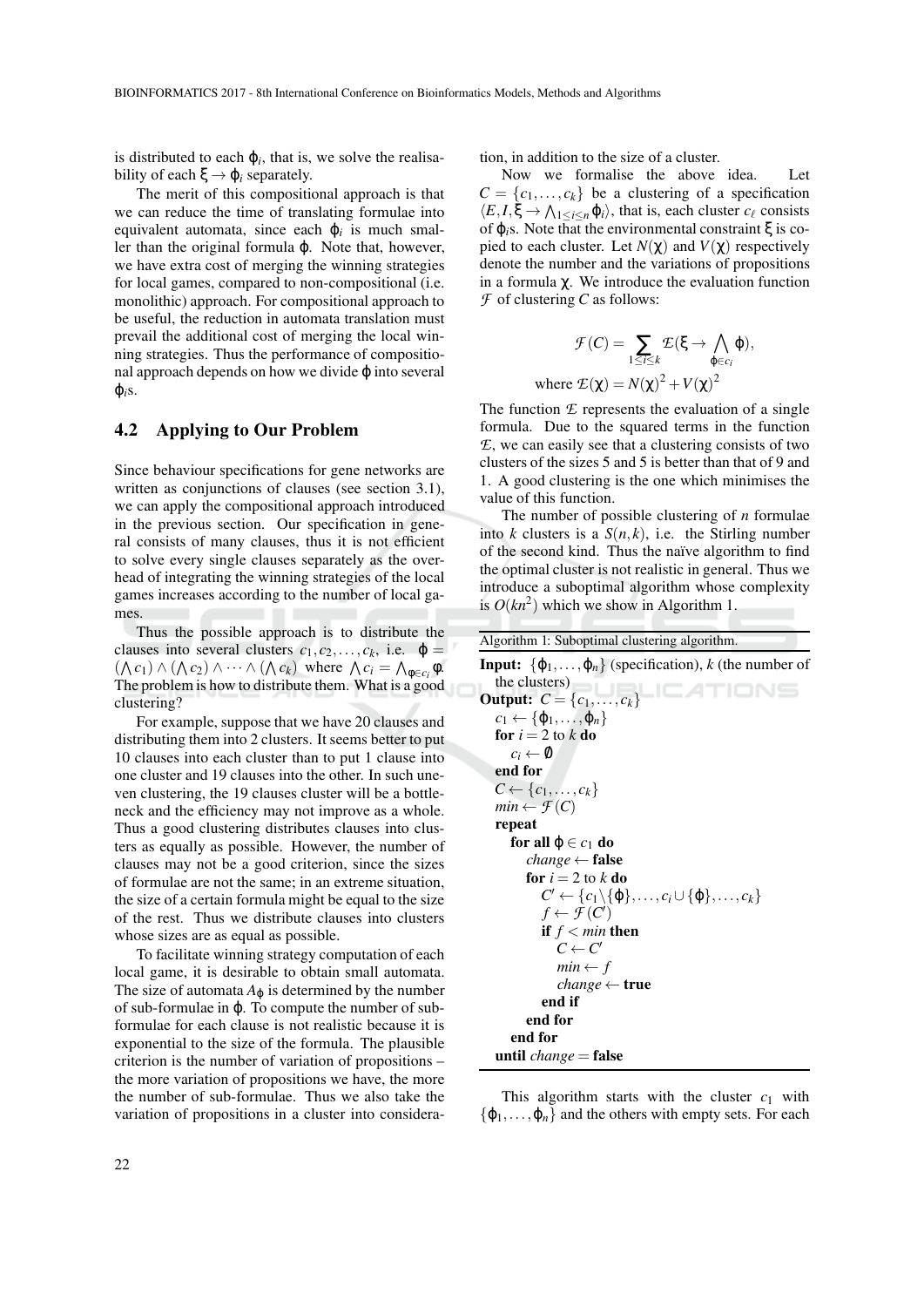is distributed to each $\varphi_i$, that is, we solve the realisability of each $\xi \to \varphi_i$ separately.

The merit of this compositional approach is that we can reduce the time of translating formulae into equivalent automata, since each $\varphi_i$ is much smaller than the original formula $\varphi$. Note that, however, we have extra cost of merging the winning strategies for local games, compared to non-compositional (i.e. monolithic) approach. For compositional approach to be useful, the reduction in automata translation must prevail the additional cost of merging the local winning strategies. Thus the performance of compositional approach depends on how we divide $\varphi$ into several $\varphi_i$s.

## 4.2 Applying to Our Problem

Since behaviour specifications for gene networks are written as conjunctions of clauses (see section 3.1), we can apply the compositional approach introduced in the previous section. Our specification in general consists of many clauses, thus it is not efficient to solve every single clauses separately as the overhead of integrating the winning strategies of the local games increases according to the number of local games.

Thus the possible approach is to distribute the clauses into several clusters $c_1, c_2, \ldots, c_k$, i.e. $\varphi = (\bigwedge c_1) \wedge (\bigwedge c_2) \wedge \cdots \wedge (\bigwedge c_k)$ where $\bigwedge c_i = \bigwedge_{\phi \in c_i} \phi$. The problem is how to distribute them. What is a good clustering?

For example, suppose that we have 20 clauses and distributing them into 2 clusters. It seems better to put 10 clauses into each cluster than to put 1 clause into one cluster and 19 clauses into the other. In such uneven clustering, the 19 clauses cluster will be a bottleneck and the efficiency may not improve as a whole. Thus a good clustering distributes clauses into clusters as equally as possible. However, the number of clauses may not be a good criterion, since the sizes of formulae are not the same; in an extreme situation, the size of a certain formula might be equal to the size of the rest. Thus we distribute clauses into clusters whose sizes are as equal as possible.

To facilitate winning strategy computation of each local game, it is desirable to obtain small automata. The size of automata $A_\varphi$ is determined by the number of sub-formulae in $\varphi$. To compute the number of subformulae for each clause is not realistic because it is exponential to the size of the formula. The plausible criterion is the number of variation of propositions – the more variation of propositions we have, the more the number of sub-formulae. Thus we also take the variation of propositions in a cluster into consideration, in addition to the size of a cluster.

Now we formalise the above idea. Let $C = \{c_1, \ldots, c_k\}$ be a clustering of a specification $\langle E, I, \xi \to \bigwedge_{1 \leq i \leq n} \varphi_i \rangle$, that is, each cluster $c_\ell$ consists of $\varphi_i$s. Note that the environmental constraint $\xi$ is copied to each cluster. Let $N(\chi)$ and $V(\chi)$ respectively denote the number and the variations of propositions in a formula $\chi$. We introduce the evaluation function $\mathcal{F}$ of clustering $C$ as follows:

$$\mathcal{F}(C) = \sum_{1 \leq \ell \leq k} \mathcal{E}(\xi \to \bigwedge_{\varphi \in c_i} \varphi),$$

$$\text{where } \mathcal{E}(\chi) = N(\chi)^2 + V(\chi)^2$$

The function $\mathcal{E}$ represents the evaluation of a single formula. Due to the squared terms in the function $\mathcal{E}$, we can easily see that a clustering consists of two clusters of the sizes 5 and 5 is better than that of 9 and 1. A good clustering is the one which minimises the value of this function.

The number of possible clustering of $n$ formulae into $k$ clusters is a $S(n,k)$, i.e. the Stirling number of the second kind. Thus the naïve algorithm to find the optimal cluster is not realistic in general. Thus we introduce a suboptimal algorithm whose complexity is $O(kn^2)$ which we show in Algorithm 1.

Algorithm 1: Suboptimal clustering algorithm.

```
Input: {φ_1, ..., φ_n} (specification), k (the number of
  the clusters)
Output: C = {c_1, ..., c_k}
  c_1 ← {φ_1, ..., φ_n}
  for i = 2 to k do
    c_i ← ∅
  end for
  C ← {c_1, ..., c_k}
  min ← F(C)
  repeat
    for all φ ∈ c_1 do
      change ← false
      for i = 2 to k do
        C' ← {c_1 \ {φ}, ..., c_i ∪ {φ}, ..., c_k}
        f ← F(C')
        if f < min then
          C ← C'
          min ← f
          change ← true
        end if
      end for
    end for
  until change = false
```

This algorithm starts with the cluster $c_1$ with $\{\varphi_1, \ldots, \varphi_n\}$ and the others with empty sets. For each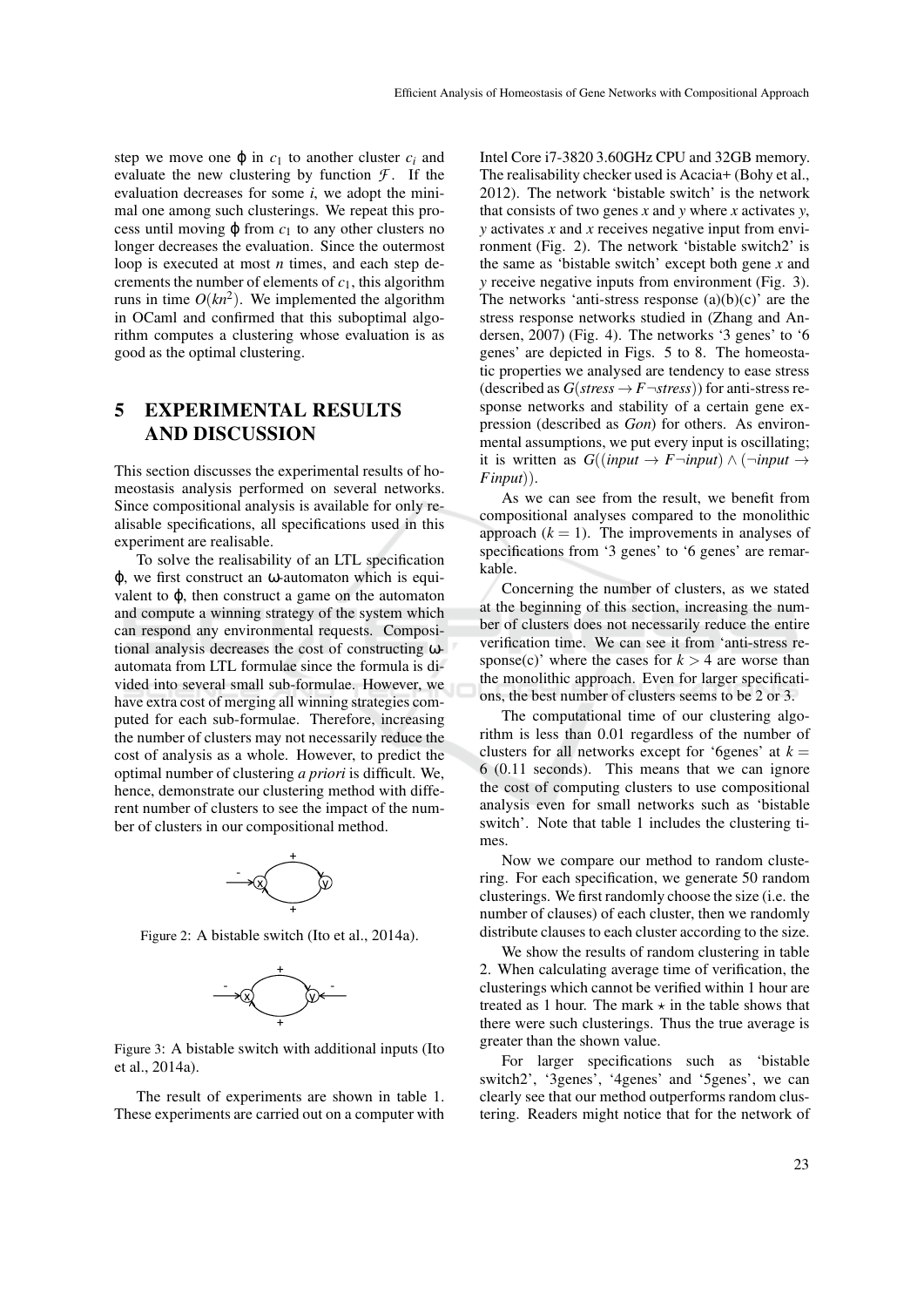step we move one $\varphi$ in $c_1$ to another cluster $c_i$ and evaluate the new clustering by function $\mathcal{F}$. If the evaluation decreases for some $i$, we adopt the minimal one among such clusterings. We repeat this process until moving $\varphi$ from $c_1$ to any other clusters no longer decreases the evaluation. Since the outermost loop is executed at most $n$ times, and each step decrements the number of elements of $c_1$, this algorithm runs in time $O(kn^2)$. We implemented the algorithm in OCaml and confirmed that this suboptimal algorithm computes a clustering whose evaluation is as good as the optimal clustering.

# 5 EXPERIMENTAL RESULTS AND DISCUSSION

This section discusses the experimental results of homeostasis analysis performed on several networks. Since compositional analysis is available for only realisable specifications, all specifications used in this experiment are realisable.

To solve the realisability of an LTL specification $\varphi$, we first construct an $\omega$-automaton which is equivalent to $\varphi$, then construct a game on the automaton and compute a winning strategy of the system which can respond any environmental requests. Compositional analysis decreases the cost of constructing $\omega$-automata from LTL formulae since the formula is divided into several small sub-formulae. However, we have extra cost of merging all winning strategies computed for each sub-formulae. Therefore, increasing the number of clusters may not necessarily reduce the cost of analysis as a whole. However, to predict the optimal number of clustering *a priori* is difficult. We, hence, demonstrate our clustering method with different number of clusters to see the impact of the number of clusters in our compositional method.

Figure 2: A bistable switch (Ito et al., 2014a).

Figure 3: A bistable switch with additional inputs (Ito et al., 2014a).

The result of experiments are shown in table 1. These experiments are carried out on a computer with Intel Core i7-3820 3.60GHz CPU and 32GB memory. The realisability checker used is Acacia+ (Bohy et al., 2012). The network 'bistable switch' is the network that consists of two genes $x$ and $y$ where $x$ activates $y$, $y$ activates $x$ and $x$ receives negative input from environment (Fig. 2). The network 'bistable switch2' is the same as 'bistable switch' except both gene $x$ and $y$ receive negative inputs from environment (Fig. 3). The networks 'anti-stress response (a)(b)(c)' are the stress response networks studied in (Zhang and Andersen, 2007) (Fig. 4). The networks '3 genes' to '6 genes' are depicted in Figs. 5 to 8. The homeostatic properties we analysed are tendency to ease stress (described as $G(stress \to F\neg stress)$) for anti-stress response networks and stability of a certain gene expression (described as $Gon$) for others. As environmental assumptions, we put every input is oscillating; it is written as $G((input \to F\neg input) \wedge (\neg input \to F input))$.

As we can see from the result, we benefit from compositional analyses compared to the monolithic approach ($k = 1$). The improvements in analyses of specifications from '3 genes' to '6 genes' are remarkable.

Concerning the number of clusters, as we stated at the beginning of this section, increasing the number of clusters does not necessarily reduce the entire verification time. We can see it from 'anti-stress response(c)' where the cases for $k > 4$ are worse than the monolithic approach. Even for larger specifications, the best number of clusters seems to be 2 or 3.

The computational time of our clustering algorithm is less than 0.01 regardless of the number of clusters for all networks except for '6genes' at $k = 6$ (0.11 seconds). This means that we can ignore the cost of computing clusters to use compositional analysis even for small networks such as 'bistable switch'. Note that table 1 includes the clustering times.

Now we compare our method to random clustering. For each specification, we generate 50 random clusterings. We first randomly choose the size (i.e. the number of clauses) of each cluster, then we randomly distribute clauses to each cluster according to the size.

We show the results of random clustering in table 2. When calculating average time of verification, the clusterings which cannot be verified within 1 hour are treated as 1 hour. The mark $\star$ in the table shows that there were such clusterings. Thus the true average is greater than the shown value.

For larger specifications such as 'bistable switch2', '3genes', '4genes' and '5genes', we can clearly see that our method outperforms random clustering. Readers might notice that for the network of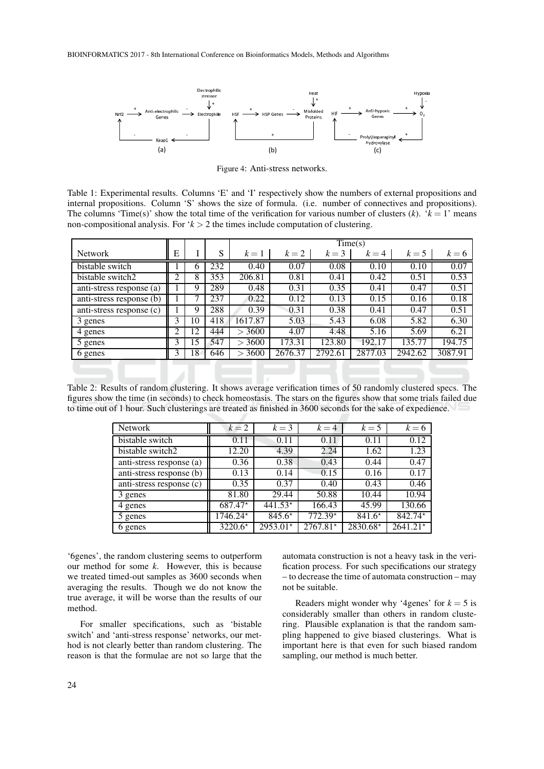Figure 4: Anti-stress networks.

Table 1: Experimental results. Columns 'E' and 'I' respectively show the numbers of external propositions and internal propositions. Column 'S' shows the size of formula. (i.e. number of connectives and propositions). The columns 'Time(s)' show the total time of the verification for various number of clusters ($k$). '$k = 1$' means non-compositional analysis. For '$k > 2$ the times include computation of clustering.

| Network | E | I | S | Time(s) | | | | | |
|---|---|---|---|---|---|---|---|---|---|
| | | | | $k=1$ | $k=2$ | $k=3$ | $k=4$ | $k=5$ | $k=6$ |
| bistable switch | 1 | 6 | 232 | 0.40 | 0.07 | 0.08 | 0.10 | 0.10 | 0.07 |
| bistable switch2 | 2 | 8 | 353 | 206.81 | 0.81 | 0.41 | 0.42 | 0.51 | 0.53 |
| anti-stress response (a) | 1 | 9 | 289 | 0.48 | 0.31 | 0.35 | 0.41 | 0.47 | 0.51 |
| anti-stress response (b) | 1 | 7 | 237 | 0.22 | 0.12 | 0.13 | 0.15 | 0.16 | 0.18 |
| anti-stress response (c) | 1 | 9 | 288 | 0.39 | 0.31 | 0.38 | 0.41 | 0.47 | 0.51 |
| 3 genes | 3 | 10 | 418 | 1617.87 | 5.03 | 5.43 | 6.08 | 5.82 | 6.30 |
| 4 genes | 2 | 12 | 444 | $> 3600$ | 4.07 | 4.48 | 5.16 | 5.69 | 6.21 |
| 5 genes | 3 | 15 | 547 | $> 3600$ | 173.31 | 123.80 | 192.17 | 135.77 | 194.75 |
| 6 genes | 3 | 18 | 646 | $> 3600$ | 2676.37 | 2792.61 | 2877.03 | 2942.62 | 3087.91 |

Table 2: Results of random clustering. It shows average verification times of 50 randomly clustered specs. The figures show the time (in seconds) to check homeostasis. The stars on the figures show that some trials failed due to time out of 1 hour. Such clusterings are treated as finished in 3600 seconds for the sake of expedience.

| Network | $k=2$ | $k=3$ | $k=4$ | $k=5$ | $k=6$ |
|---|---|---|---|---|---|
| bistable switch | 0.11 | 0.11 | 0.11 | 0.11 | 0.12 |
| bistable switch2 | 12.20 | 4.39 | 2.24 | 1.62 | 1.23 |
| anti-stress response (a) | 0.36 | 0.38 | 0.43 | 0.44 | 0.47 |
| anti-stress response (b) | 0.13 | 0.14 | 0.15 | 0.16 | 0.17 |
| anti-stress response (c) | 0.35 | 0.37 | 0.40 | 0.43 | 0.46 |
| 3 genes | 81.80 | 29.44 | 50.88 | 10.44 | 10.94 |
| 4 genes | $687.47^{\star}$ | $441.53^{\star}$ | 166.43 | 45.99 | 130.66 |
| 5 genes | $1746.24^{\star}$ | $845.6^{\star}$ | $772.39^{\star}$ | $841.6^{\star}$ | $842.74^{\star}$ |
| 6 genes | $3220.6^{\star}$ | $2953.01^{\star}$ | $2767.81^{\star}$ | $2830.68^{\star}$ | $2641.21^{\star}$ |

'6genes', the random clustering seems to outperform our method for some $k$. However, this is because we treated timed-out samples as 3600 seconds when averaging the results. Though we do not know the true average, it will be worse than the results of our method.

For smaller specifications, such as 'bistable switch' and 'anti-stress response' networks, our method is not clearly better than random clustering. The reason is that the formulae are not so large that the automata construction is not a heavy task in the verification process. For such specifications our strategy – to decrease the time of automata construction – may not be suitable.

Readers might wonder why '4genes' for $k = 5$ is considerably smaller than others in random clustering. Plausible explanation is that the random sampling happened to give biased clusterings. What is important here is that even for such biased random sampling, our method is much better.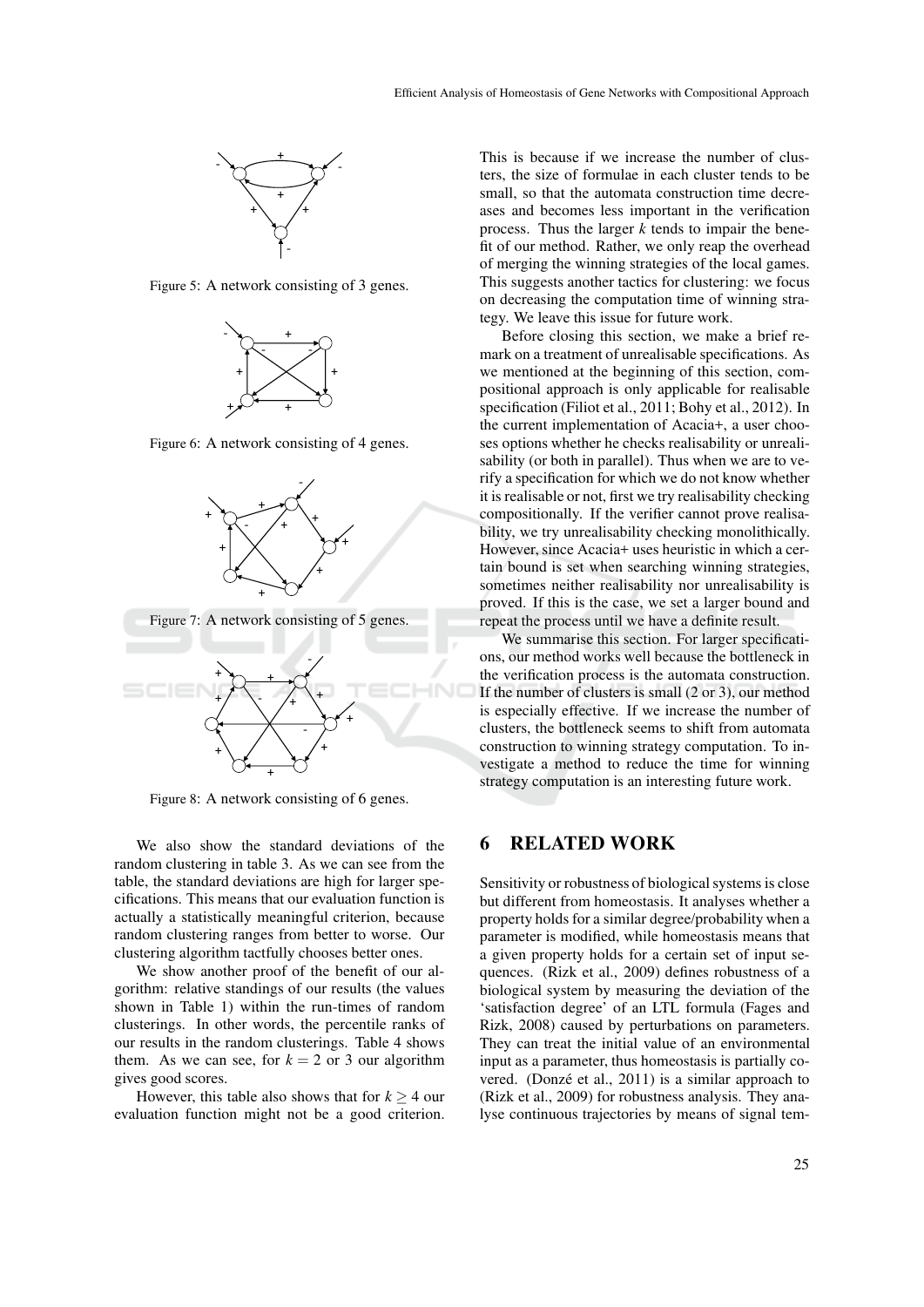Figure 5: A network consisting of 3 genes.

Figure 6: A network consisting of 4 genes.

Figure 7: A network consisting of 5 genes.

Figure 8: A network consisting of 6 genes.

We also show the standard deviations of the random clustering in table 3. As we can see from the table, the standard deviations are high for larger specifications. This means that our evaluation function is actually a statistically meaningful criterion, because random clustering ranges from better to worse. Our clustering algorithm tactfully chooses better ones.

We show another proof of the benefit of our algorithm: relative standings of our results (the values shown in Table 1) within the run-times of random clusterings. In other words, the percentile ranks of our results in the random clusterings. Table 4 shows them. As we can see, for $k = 2$ or 3 our algorithm gives good scores.

However, this table also shows that for $k \geq 4$ our evaluation function might not be a good criterion. This is because if we increase the number of clusters, the size of formulae in each cluster tends to be small, so that the automata construction time decreases and becomes less important in the verification process. Thus the larger $k$ tends to impair the benefit of our method. Rather, we only reap the overhead of merging the winning strategies of the local games. This suggests another tactics for clustering: we focus on decreasing the computation time of winning strategy. We leave this issue for future work.

Before closing this section, we make a brief remark on a treatment of unrealisable specifications. As we mentioned at the beginning of this section, compositional approach is only applicable for realisable specification (Filiot et al., 2011; Bohy et al., 2012). In the current implementation of Acacia+, a user chooses options whether he checks realisability or unrealisability (or both in parallel). Thus when we are to verify a specification for which we do not know whether it is realisable or not, first we try realisability checking compositionally. If the verifier cannot prove realisability, we try unrealisability checking monolithically. However, since Acacia+ uses heuristic in which a certain bound is set when searching winning strategies, sometimes neither realisability nor unrealisability is proved. If this is the case, we set a larger bound and repeat the process until we have a definite result.

We summarise this section. For larger specifications, our method works well because the bottleneck in the verification process is the automata construction. If the number of clusters is small (2 or 3), our method is especially effective. If we increase the number of clusters, the bottleneck seems to shift from automata construction to winning strategy computation. To investigate a method to reduce the time for winning strategy computation is an interesting future work.

## 6 RELATED WORK

Sensitivity or robustness of biological systems is close but different from homeostasis. It analyses whether a property holds for a similar degree/probability when a parameter is modified, while homeostasis means that a given property holds for a certain set of input sequences. (Rizk et al., 2009) defines robustness of a biological system by measuring the deviation of the 'satisfaction degree' of an LTL formula (Fages and Rizk, 2008) caused by perturbations on parameters. They can treat the initial value of an environmental input as a parameter, thus homeostasis is partially covered. (Donzé et al., 2011) is a similar approach to (Rizk et al., 2009) for robustness analysis. They analyse continuous trajectories by means of signal tem-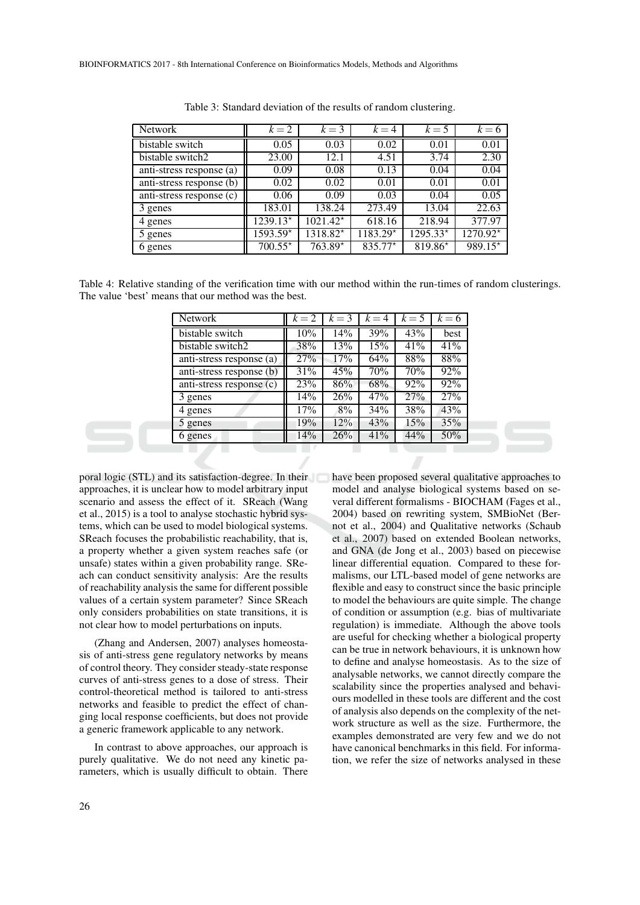Table 3: Standard deviation of the results of random clustering.

| Network | $k=2$ | $k=3$ | $k=4$ | $k=5$ | $k=6$ |
|---|---|---|---|---|---|
| bistable switch | 0.05 | 0.03 | 0.02 | 0.01 | 0.01 |
| bistable switch2 | 23.00 | 12.1 | 4.51 | 3.74 | 2.30 |
| anti-stress response (a) | 0.09 | 0.08 | 0.13 | 0.04 | 0.04 |
| anti-stress response (b) | 0.02 | 0.02 | 0.01 | 0.01 | 0.01 |
| anti-stress response (c) | 0.06 | 0.09 | 0.03 | 0.04 | 0.05 |
| 3 genes | 183.01 | 138.24 | 273.49 | 13.04 | 22.63 |
| 4 genes | $1239.13^\star$ | $1021.42^\star$ | 618.16 | 218.94 | 377.97 |
| 5 genes | $1593.59^\star$ | $1318.82^\star$ | $1183.29^\star$ | $1295.33^\star$ | $1270.92^\star$ |
| 6 genes | $700.55^\star$ | $763.89^\star$ | $835.77^\star$ | $819.86^\star$ | $989.15^\star$ |

Table 4: Relative standing of the verification time with our method within the run-times of random clusterings. The value 'best' means that our method was the best.

| Network | $k=2$ | $k=3$ | $k=4$ | $k=5$ | $k=6$ |
|---|---|---|---|---|---|
| bistable switch | 10% | 14% | 39% | 43% | best |
| bistable switch2 | 38% | 13% | 15% | 41% | 41% |
| anti-stress response (a) | 27% | 17% | 64% | 88% | 88% |
| anti-stress response (b) | 31% | 45% | 70% | 70% | 92% |
| anti-stress response (c) | 23% | 86% | 68% | 92% | 92% |
| 3 genes | 14% | 26% | 47% | 27% | 27% |
| 4 genes | 17% | 8% | 34% | 38% | 43% |
| 5 genes | 19% | 12% | 43% | 15% | 35% |
| 6 genes | 14% | 26% | 41% | 44% | 50% |

poral logic (STL) and its satisfaction-degree. In their approaches, it is unclear how to model arbitrary input scenario and assess the effect of it. SReach (Wang et al., 2015) is a tool to analyse stochastic hybrid systems, which can be used to model biological systems. SReach focuses the probabilistic reachability, that is, a property whether a given system reaches safe (or unsafe) states within a given probability range. SReach can conduct sensitivity analysis: Are the results of reachability analysis the same for different possible values of a certain system parameter? Since SReach only considers probabilities on state transitions, it is not clear how to model perturbations on inputs.

(Zhang and Andersen, 2007) analyses homeostasis of anti-stress gene regulatory networks by means of control theory. They consider steady-state response curves of anti-stress genes to a dose of stress. Their control-theoretical method is tailored to anti-stress networks and feasible to predict the effect of changing local response coefficients, but does not provide a generic framework applicable to any network.

In contrast to above approaches, our approach is purely qualitative. We do not need any kinetic parameters, which is usually difficult to obtain. There have been proposed several qualitative approaches to model and analyse biological systems based on several different formalisms - BIOCHAM (Fages et al., 2004) based on rewriting system, SMBioNet (Bernot et al., 2004) and Qualitative networks (Schaub et al., 2007) based on extended Boolean networks, and GNA (de Jong et al., 2003) based on piecewise linear differential equation. Compared to these formalisms, our LTL-based model of gene networks are flexible and easy to construct since the basic principle to model the behaviours are quite simple. The change of condition or assumption (e.g. bias of multivariate regulation) is immediate. Although the above tools are useful for checking whether a biological property can be true in network behaviours, it is unknown how to define and analyse homeostasis. As to the size of analysable networks, we cannot directly compare the scalability since the properties analysed and behaviours modelled in these tools are different and the cost of analysis also depends on the complexity of the network structure as well as the size. Furthermore, the examples demonstrated are very few and we do not have canonical benchmarks in this field. For information, we refer the size of networks analysed in these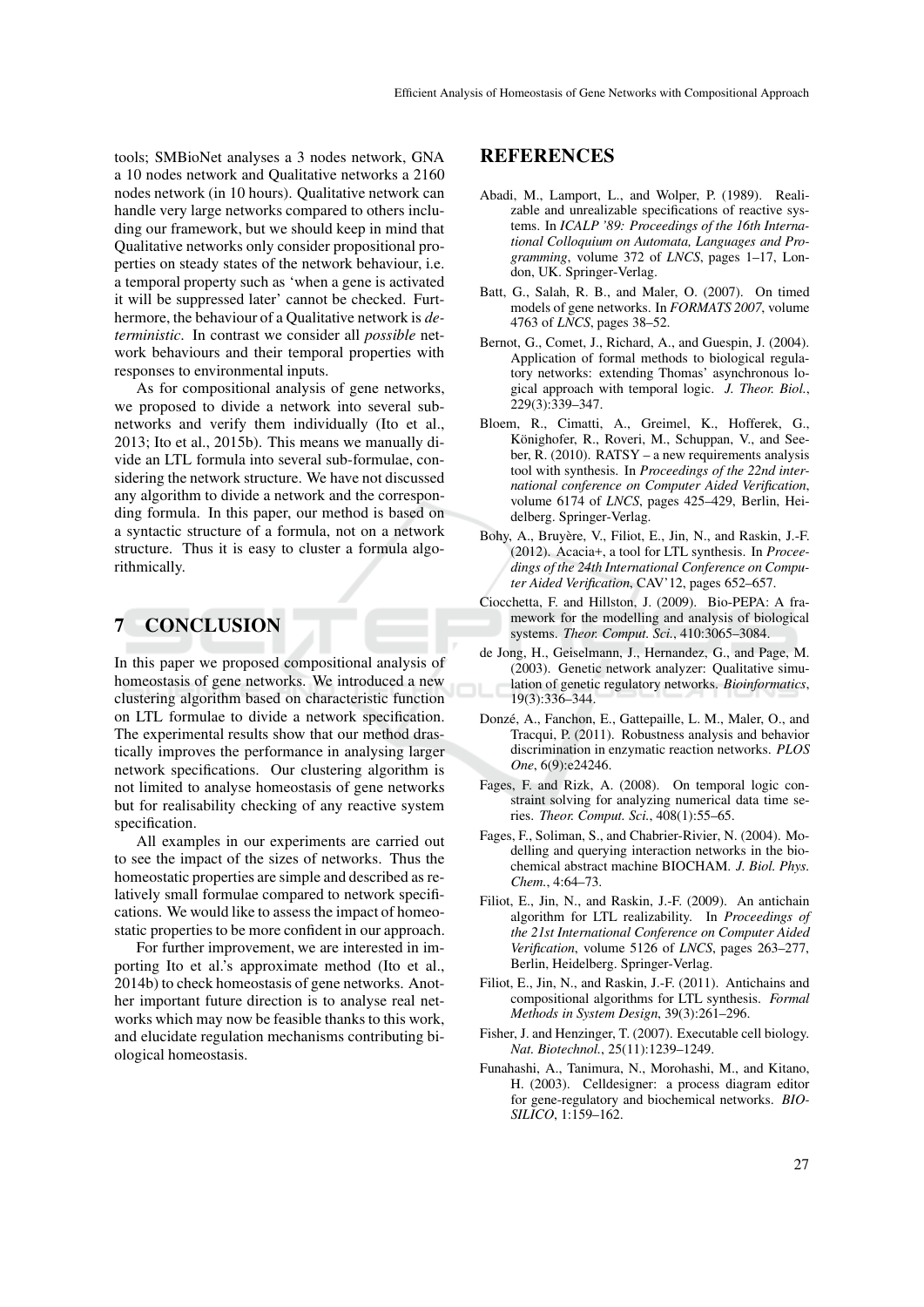tools; SMBioNet analyses a 3 nodes network, GNA a 10 nodes network and Qualitative networks a 2160 nodes network (in 10 hours). Qualitative network can handle very large networks compared to others including our framework, but we should keep in mind that Qualitative networks only consider propositional properties on steady states of the network behaviour, i.e. a temporal property such as 'when a gene is activated it will be suppressed later' cannot be checked. Furthermore, the behaviour of a Qualitative network is *deterministic*. In contrast we consider all *possible* network behaviours and their temporal properties with responses to environmental inputs.

As for compositional analysis of gene networks, we proposed to divide a network into several subnetworks and verify them individually (Ito et al., 2013; Ito et al., 2015b). This means we manually divide an LTL formula into several sub-formulae, considering the network structure. We have not discussed any algorithm to divide a network and the corresponding formula. In this paper, our method is based on a syntactic structure of a formula, not on a network structure. Thus it is easy to cluster a formula algorithmically.

## 7 CONCLUSION

In this paper we proposed compositional analysis of homeostasis of gene networks. We introduced a new clustering algorithm based on characteristic function on LTL formulae to divide a network specification. The experimental results show that our method drastically improves the performance in analysing larger network specifications. Our clustering algorithm is not limited to analyse homeostasis of gene networks but for realisability checking of any reactive system specification.

All examples in our experiments are carried out to see the impact of the sizes of networks. Thus the homeostatic properties are simple and described as relatively small formulae compared to network specifications. We would like to assess the impact of homeostatic properties to be more confident in our approach.

For further improvement, we are interested in importing Ito et al.'s approximate method (Ito et al., 2014b) to check homeostasis of gene networks. Another important future direction is to analyse real networks which may now be feasible thanks to this work, and elucidate regulation mechanisms contributing biological homeostasis.

## REFERENCES

Abadi, M., Lamport, L., and Wolper, P. (1989). Realizable and unrealizable specifications of reactive systems. In *ICALP '89: Proceedings of the 16th International Colloquium on Automata, Languages and Programming*, volume 372 of *LNCS*, pages 1–17, London, UK. Springer-Verlag.

Batt, G., Salah, R. B., and Maler, O. (2007). On timed models of gene networks. In *FORMATS 2007*, volume 4763 of *LNCS*, pages 38–52.

Bernot, G., Comet, J., Richard, A., and Guespin, J. (2004). Application of formal methods to biological regulatory networks: extending Thomas' asynchronous logical approach with temporal logic. *J. Theor. Biol.*, 229(3):339–347.

Bloem, R., Cimatti, A., Greimel, K., Hofferek, G., Könighofer, R., Roveri, M., Schuppan, V., and Seeber, R. (2010). RATSY – a new requirements analysis tool with synthesis. In *Proceedings of the 22nd international conference on Computer Aided Verification*, volume 6174 of *LNCS*, pages 425–429, Berlin, Heidelberg. Springer-Verlag.

Bohy, A., Bruyère, V., Filiot, E., Jin, N., and Raskin, J.-F. (2012). Acacia+, a tool for LTL synthesis. In *Proceedings of the 24th International Conference on Computer Aided Verification*, CAV'12, pages 652–657.

Ciocchetta, F. and Hillston, J. (2009). Bio-PEPA: A framework for the modelling and analysis of biological systems. *Theor. Comput. Sci.*, 410:3065–3084.

de Jong, H., Geiselmann, J., Hernandez, G., and Page, M. (2003). Genetic network analyzer: Qualitative simulation of genetic regulatory networks. *Bioinformatics*, 19(3):336–344.

Donzé, A., Fanchon, E., Gattepaille, L. M., Maler, O., and Tracqui, P. (2011). Robustness analysis and behavior discrimination in enzymatic reaction networks. *PLOS One*, 6(9):e24246.

Fages, F. and Rizk, A. (2008). On temporal logic constraint solving for analyzing numerical data time series. *Theor. Comput. Sci.*, 408(1):55–65.

Fages, F., Soliman, S., and Chabrier-Rivier, N. (2004). Modelling and querying interaction networks in the biochemical abstract machine BIOCHAM. *J. Biol. Phys. Chem.*, 4:64–73.

Filiot, E., Jin, N., and Raskin, J.-F. (2009). An antichain algorithm for LTL realizability. In *Proceedings of the 21st International Conference on Computer Aided Verification*, volume 5126 of *LNCS*, pages 263–277, Berlin, Heidelberg. Springer-Verlag.

Filiot, E., Jin, N., and Raskin, J.-F. (2011). Antichains and compositional algorithms for LTL synthesis. *Formal Methods in System Design*, 39(3):261–296.

Fisher, J. and Henzinger, T. (2007). Executable cell biology. *Nat. Biotechnol.*, 25(11):1239–1249.

Funahashi, A., Tanimura, N., Morohashi, M., and Kitano, H. (2003). Celldesigner: a process diagram editor for gene-regulatory and biochemical networks. *BIOSILICO*, 1:159–162.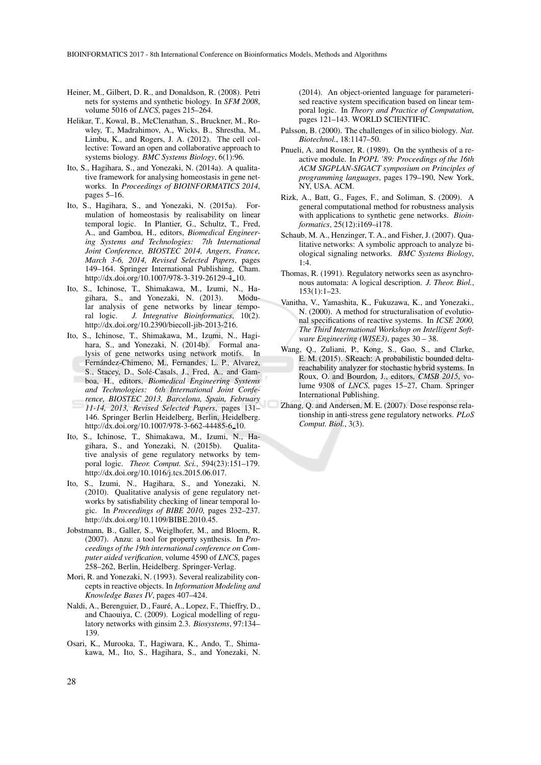Heiner, M., Gilbert, D. R., and Donaldson, R. (2008). Petri nets for systems and synthetic biology. In *SFM 2008*, volume 5016 of *LNCS*, pages 215–264.

Helikar, T., Kowal, B., McClenathan, S., Bruckner, M., Rowley, T., Madrahimov, A., Wicks, B., Shrestha, M., Limbu, K., and Rogers, J. A. (2012). The cell collective: Toward an open and collaborative approach to systems biology. *BMC Systems Biology*, 6(1):96.

Ito, S., Hagihara, S., and Yonezaki, N. (2014a). A qualitative framework for analysing homeostasis in gene networks. In *Proceedings of BIOINFORMATICS 2014*, pages 5–16.

Ito, S., Hagihara, S., and Yonezaki, N. (2015a). Formulation of homeostasis by realisability on linear temporal logic. In Plantier, G., Schultz, T., Fred, A., and Gamboa, H., editors, *Biomedical Engineering Systems and Technologies: 7th International Joint Conference, BIOSTEC 2014, Angers, France, March 3-6, 2014, Revised Selected Papers*, pages 149–164. Springer International Publishing, Cham. http://dx.doi.org/10.1007/978-3-319-26129-4_10.

Ito, S., Ichinose, T., Shimakawa, M., Izumi, N., Hagihara, S., and Yonezaki, N. (2013). Modular analysis of gene networks by linear temporal logic. *J. Integrative Bioinformatics*, 10(2). http://dx.doi.org/10.2390/biecoll-jib-2013-216.

Ito, S., Ichinose, T., Shimakawa, M., Izumi, N., Hagihara, S., and Yonezaki, N. (2014b). Formal analysis of gene networks using network motifs. In Fernández-Chimeno, M., Fernandes, L. P., Alvarez, S., Stacey, D., Solé-Casals, J., Fred, A., and Gamboa, H., editors, *Biomedical Engineering Systems and Technologies: 6th International Joint Conference, BIOSTEC 2013, Barcelona, Spain, February 11-14, 2013, Revised Selected Papers*, pages 131–146. Springer Berlin Heidelberg, Berlin, Heidelberg. http://dx.doi.org/10.1007/978-3-662-44485-6_10.

Ito, S., Ichinose, T., Shimakawa, M., Izumi, N., Hagihara, S., and Yonezaki, N. (2015b). Qualitative analysis of gene regulatory networks by temporal logic. *Theor. Comput. Sci.*, 594(23):151–179. http://dx.doi.org/10.1016/j.tcs.2015.06.017.

Ito, S., Izumi, N., Hagihara, S., and Yonezaki, N. (2010). Qualitative analysis of gene regulatory networks by satisfiability checking of linear temporal logic. In *Proceedings of BIBE 2010*, pages 232–237. http://dx.doi.org/10.1109/BIBE.2010.45.

Jobstmann, B., Galler, S., Weiglhofer, M., and Bloem, R. (2007). Anzu: a tool for property synthesis. In *Proceedings of the 19th international conference on Computer aided verification*, volume 4590 of *LNCS*, pages 258–262, Berlin, Heidelberg. Springer-Verlag.

Mori, R. and Yonezaki, N. (1993). Several realizability concepts in reactive objects. In *Information Modeling and Knowledge Bases IV*, pages 407–424.

Naldi, A., Berenguier, D., Fauré, A., Lopez, F., Thieffry, D., and Chaouiya, C. (2009). Logical modelling of regulatory networks with ginsim 2.3. *Biosystems*, 97:134–139.

Osari, K., Murooka, T., Hagiwara, K., Ando, T., Shimakawa, M., Ito, S., Hagihara, S., and Yonezaki, N. (2014). An object-oriented language for parameterised reactive system specification based on linear temporal logic. In *Theory and Practice of Computation*, pages 121–143. WORLD SCIENTIFIC.

Palsson, B. (2000). The challenges of in silico biology. *Nat. Biotechnol.*, 18:1147–50.

Pnueli, A. and Rosner, R. (1989). On the synthesis of a reactive module. In *POPL '89: Proceedings of the 16th ACM SIGPLAN-SIGACT symposium on Principles of programming languages*, pages 179–190, New York, NY, USA. ACM.

Rizk, A., Batt, G., Fages, F., and Soliman, S. (2009). A general computational method for robustness analysis with applications to synthetic gene networks. *Bioinformatics*, 25(12):i169–i178.

Schaub, M. A., Henzinger, T. A., and Fisher, J. (2007). Qualitative networks: A symbolic approach to analyze biological signaling networks. *BMC Systems Biology*, 1:4.

Thomas, R. (1991). Regulatory networks seen as asynchronous automata: A logical description. *J. Theor. Biol.*, 153(1):1–23.

Vanitha, V., Yamashita, K., Fukuzawa, K., and Yonezaki., N. (2000). A method for structuralisation of evolutional specifications of reactive systems. In *ICSE 2000, The Third International Workshop on Intelligent Software Engineering (WISE3)*, pages 30 – 38.

Wang, Q., Zuliani, P., Kong, S., Gao, S., and Clarke, E. M. (2015). SReach: A probabilistic bounded delta-reachability analyzer for stochastic hybrid systems. In Roux, O. and Bourdon, J., editors, *CMSB 2015*, volume 9308 of *LNCS*, pages 15–27, Cham. Springer International Publishing.

Zhang, Q. and Andersen, M. E. (2007). Dose response relationship in anti-stress gene regulatory networks. *PLoS Comput. Biol.*, 3(3).